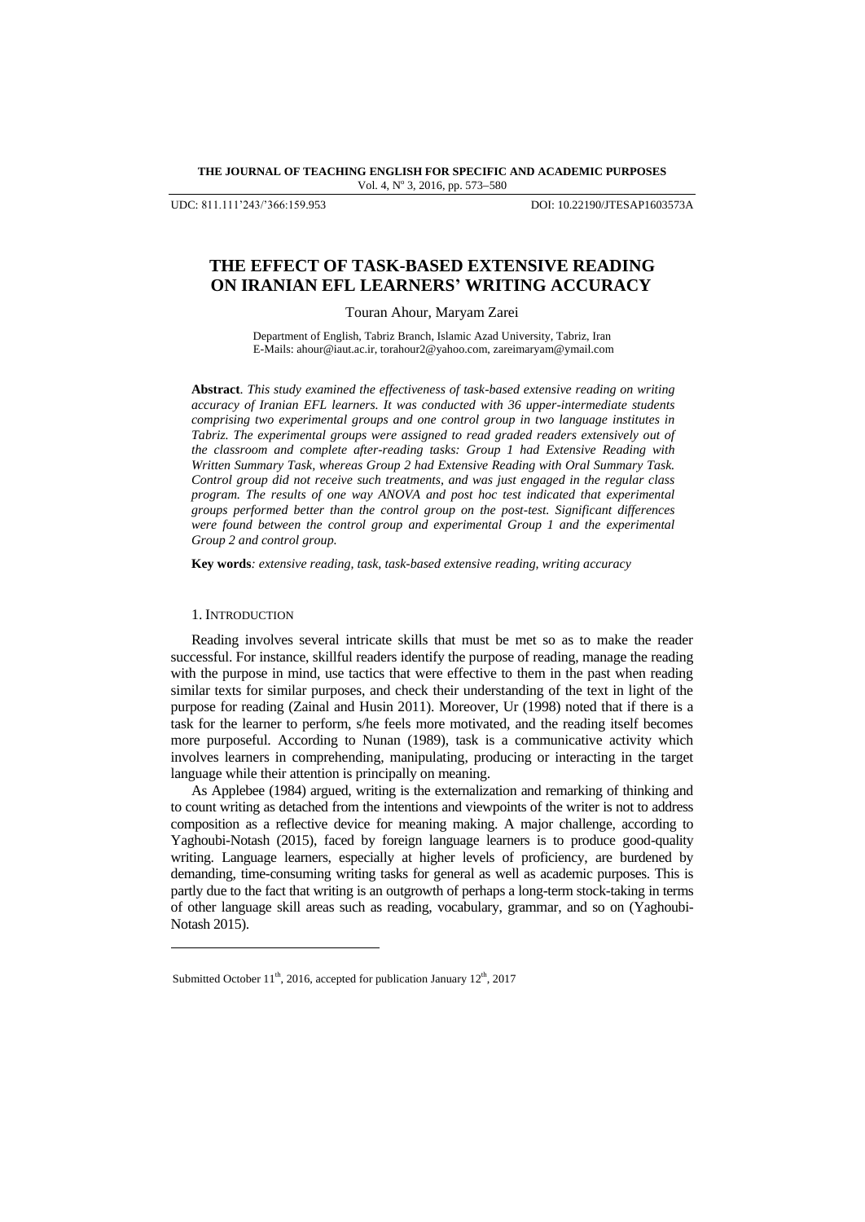UDC: 811.111'243/'366:159.953 DOI: 10.22190/JTESAP1603573A

# THE EFFECT OF TASK-BASED EXTENSIVE READING ON IRANIAN EFL LEARNERS' WRITING ACCURACY

Touran Ahour, Maryam Zarei

Department of English, Tabriz Branch, Islamic Azad University, Tabriz, Iran
E-Mails: ahour@iaut.ac.ir, torahour2@yahoo.com, zareimaryam@ymail.com

**Abstract**. *This study examined the effectiveness of task-based extensive reading on writing accuracy of Iranian EFL learners. It was conducted with 36 upper-intermediate students comprising two experimental groups and one control group in two language institutes in Tabriz. The experimental groups were assigned to read graded readers extensively out of the classroom and complete after-reading tasks: Group 1 had Extensive Reading with Written Summary Task, whereas Group 2 had Extensive Reading with Oral Summary Task. Control group did not receive such treatments, and was just engaged in the regular class program. The results of one way ANOVA and post hoc test indicated that experimental groups performed better than the control group on the post-test. Significant differences were found between the control group and experimental Group 1 and the experimental Group 2 and control group.*

**Key words***: extensive reading, task, task-based extensive reading, writing accuracy*

## 1. Introduction

Reading involves several intricate skills that must be met so as to make the reader successful. For instance, skillful readers identify the purpose of reading, manage the reading with the purpose in mind, use tactics that were effective to them in the past when reading similar texts for similar purposes, and check their understanding of the text in light of the purpose for reading (Zainal and Husin 2011). Moreover, Ur (1998) noted that if there is a task for the learner to perform, s/he feels more motivated, and the reading itself becomes more purposeful. According to Nunan (1989), task is a communicative activity which involves learners in comprehending, manipulating, producing or interacting in the target language while their attention is principally on meaning.

As Applebee (1984) argued, writing is the externalization and remarking of thinking and to count writing as detached from the intentions and viewpoints of the writer is not to address composition as a reflective device for meaning making. A major challenge, according to Yaghoubi-Notash (2015), faced by foreign language learners is to produce good-quality writing. Language learners, especially at higher levels of proficiency, are burdened by demanding, time-consuming writing tasks for general as well as academic purposes. This is partly due to the fact that writing is an outgrowth of perhaps a long-term stock-taking in terms of other language skill areas such as reading, vocabulary, grammar, and so on (Yaghoubi-Notash 2015).

Submitted October 11th, 2016, accepted for publication January 12th, 2017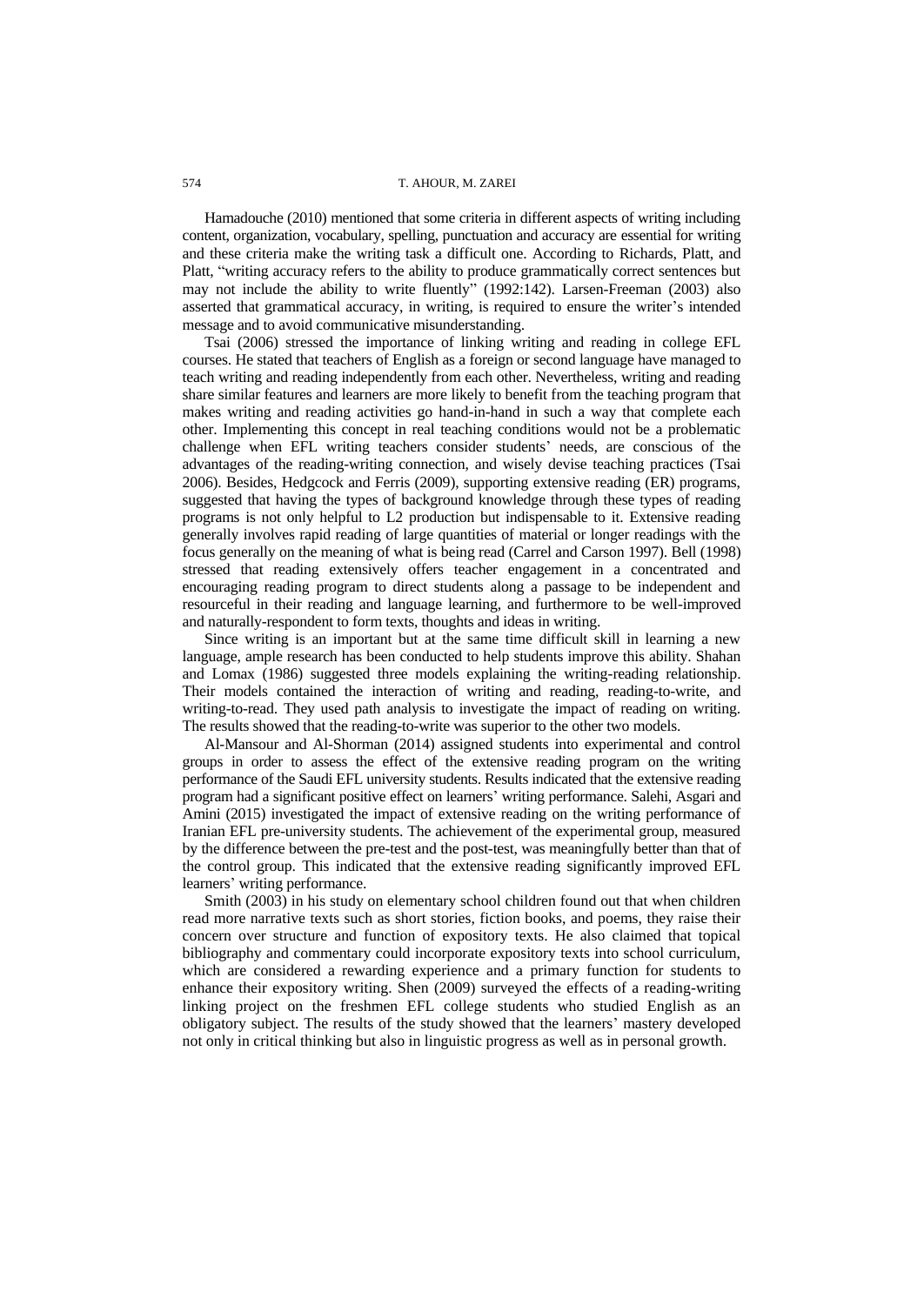Hamadouche (2010) mentioned that some criteria in different aspects of writing including content, organization, vocabulary, spelling, punctuation and accuracy are essential for writing and these criteria make the writing task a difficult one. According to Richards, Platt, and Platt, "writing accuracy refers to the ability to produce grammatically correct sentences but may not include the ability to write fluently" (1992:142). Larsen-Freeman (2003) also asserted that grammatical accuracy, in writing, is required to ensure the writer's intended message and to avoid communicative misunderstanding.

Tsai (2006) stressed the importance of linking writing and reading in college EFL courses. He stated that teachers of English as a foreign or second language have managed to teach writing and reading independently from each other. Nevertheless, writing and reading share similar features and learners are more likely to benefit from the teaching program that makes writing and reading activities go hand-in-hand in such a way that complete each other. Implementing this concept in real teaching conditions would not be a problematic challenge when EFL writing teachers consider students' needs, are conscious of the advantages of the reading-writing connection, and wisely devise teaching practices (Tsai 2006). Besides, Hedgcock and Ferris (2009), supporting extensive reading (ER) programs, suggested that having the types of background knowledge through these types of reading programs is not only helpful to L2 production but indispensable to it. Extensive reading generally involves rapid reading of large quantities of material or longer readings with the focus generally on the meaning of what is being read (Carrel and Carson 1997). Bell (1998) stressed that reading extensively offers teacher engagement in a concentrated and encouraging reading program to direct students along a passage to be independent and resourceful in their reading and language learning, and furthermore to be well-improved and naturally-respondent to form texts, thoughts and ideas in writing.

Since writing is an important but at the same time difficult skill in learning a new language, ample research has been conducted to help students improve this ability. Shahan and Lomax (1986) suggested three models explaining the writing-reading relationship. Their models contained the interaction of writing and reading, reading-to-write, and writing-to-read. They used path analysis to investigate the impact of reading on writing. The results showed that the reading-to-write was superior to the other two models.

Al-Mansour and Al-Shorman (2014) assigned students into experimental and control groups in order to assess the effect of the extensive reading program on the writing performance of the Saudi EFL university students. Results indicated that the extensive reading program had a significant positive effect on learners' writing performance. Salehi, Asgari and Amini (2015) investigated the impact of extensive reading on the writing performance of Iranian EFL pre-university students. The achievement of the experimental group, measured by the difference between the pre-test and the post-test, was meaningfully better than that of the control group. This indicated that the extensive reading significantly improved EFL learners' writing performance.

Smith (2003) in his study on elementary school children found out that when children read more narrative texts such as short stories, fiction books, and poems, they raise their concern over structure and function of expository texts. He also claimed that topical bibliography and commentary could incorporate expository texts into school curriculum, which are considered a rewarding experience and a primary function for students to enhance their expository writing. Shen (2009) surveyed the effects of a reading-writing linking project on the freshmen EFL college students who studied English as an obligatory subject. The results of the study showed that the learners' mastery developed not only in critical thinking but also in linguistic progress as well as in personal growth.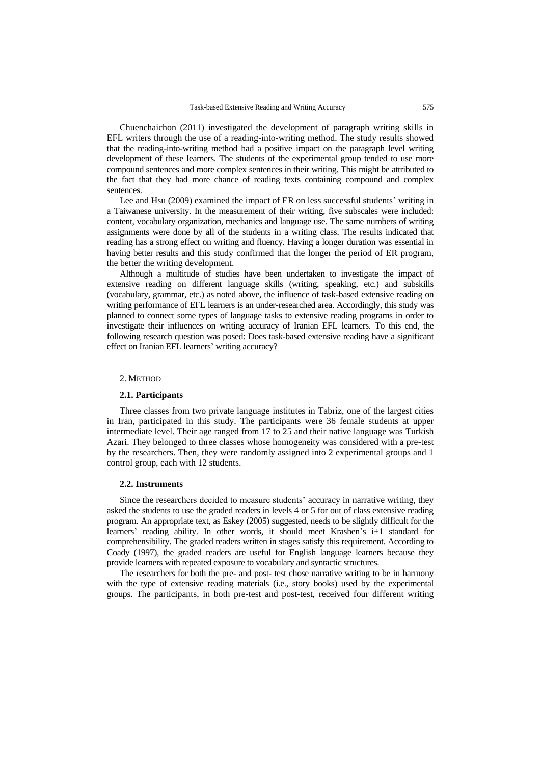Chuenchaichon (2011) investigated the development of paragraph writing skills in EFL writers through the use of a reading-into-writing method. The study results showed that the reading-into-writing method had a positive impact on the paragraph level writing development of these learners. The students of the experimental group tended to use more compound sentences and more complex sentences in their writing. This might be attributed to the fact that they had more chance of reading texts containing compound and complex sentences.

Lee and Hsu (2009) examined the impact of ER on less successful students' writing in a Taiwanese university. In the measurement of their writing, five subscales were included: content, vocabulary organization, mechanics and language use. The same numbers of writing assignments were done by all of the students in a writing class. The results indicated that reading has a strong effect on writing and fluency. Having a longer duration was essential in having better results and this study confirmed that the longer the period of ER program, the better the writing development.

Although a multitude of studies have been undertaken to investigate the impact of extensive reading on different language skills (writing, speaking, etc.) and subskills (vocabulary, grammar, etc.) as noted above, the influence of task-based extensive reading on writing performance of EFL learners is an under-researched area. Accordingly, this study was planned to connect some types of language tasks to extensive reading programs in order to investigate their influences on writing accuracy of Iranian EFL learners. To this end, the following research question was posed: Does task-based extensive reading have a significant effect on Iranian EFL learners' writing accuracy?

## 2. Method

### 2.1. Participants

Three classes from two private language institutes in Tabriz, one of the largest cities in Iran, participated in this study. The participants were 36 female students at upper intermediate level. Their age ranged from 17 to 25 and their native language was Turkish Azari. They belonged to three classes whose homogeneity was considered with a pre-test by the researchers. Then, they were randomly assigned into 2 experimental groups and 1 control group, each with 12 students.

### 2.2. Instruments

Since the researchers decided to measure students' accuracy in narrative writing, they asked the students to use the graded readers in levels 4 or 5 for out of class extensive reading program. An appropriate text, as Eskey (2005) suggested, needs to be slightly difficult for the learners' reading ability. In other words, it should meet Krashen's i+1 standard for comprehensibility. The graded readers written in stages satisfy this requirement. According to Coady (1997), the graded readers are useful for English language learners because they provide learners with repeated exposure to vocabulary and syntactic structures.

The researchers for both the pre- and post- test chose narrative writing to be in harmony with the type of extensive reading materials (i.e., story books) used by the experimental groups. The participants, in both pre-test and post-test, received four different writing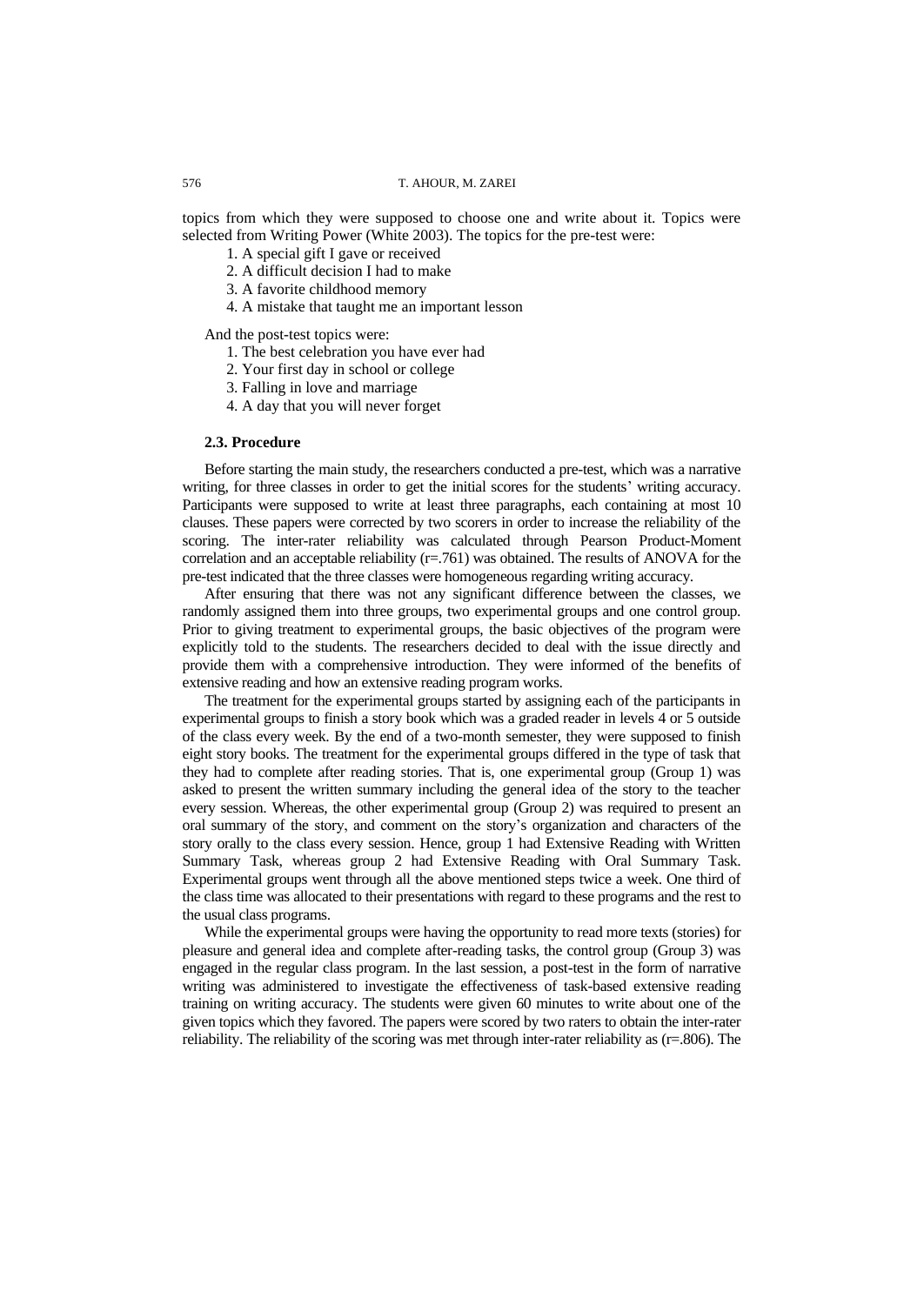topics from which they were supposed to choose one and write about it. Topics were selected from Writing Power (White 2003). The topics for the pre-test were:

1. A special gift I gave or received
2. A difficult decision I had to make
3. A favorite childhood memory
4. A mistake that taught me an important lesson

And the post-test topics were:

1. The best celebration you have ever had
2. Your first day in school or college
3. Falling in love and marriage
4. A day that you will never forget

### 2.3. Procedure

Before starting the main study, the researchers conducted a pre-test, which was a narrative writing, for three classes in order to get the initial scores for the students' writing accuracy. Participants were supposed to write at least three paragraphs, each containing at most 10 clauses. These papers were corrected by two scorers in order to increase the reliability of the scoring. The inter-rater reliability was calculated through Pearson Product-Moment correlation and an acceptable reliability (r=.761) was obtained. The results of ANOVA for the pre-test indicated that the three classes were homogeneous regarding writing accuracy.

After ensuring that there was not any significant difference between the classes, we randomly assigned them into three groups, two experimental groups and one control group. Prior to giving treatment to experimental groups, the basic objectives of the program were explicitly told to the students. The researchers decided to deal with the issue directly and provide them with a comprehensive introduction. They were informed of the benefits of extensive reading and how an extensive reading program works.

The treatment for the experimental groups started by assigning each of the participants in experimental groups to finish a story book which was a graded reader in levels 4 or 5 outside of the class every week. By the end of a two-month semester, they were supposed to finish eight story books. The treatment for the experimental groups differed in the type of task that they had to complete after reading stories. That is, one experimental group (Group 1) was asked to present the written summary including the general idea of the story to the teacher every session. Whereas, the other experimental group (Group 2) was required to present an oral summary of the story, and comment on the story's organization and characters of the story orally to the class every session. Hence, group 1 had Extensive Reading with Written Summary Task, whereas group 2 had Extensive Reading with Oral Summary Task. Experimental groups went through all the above mentioned steps twice a week. One third of the class time was allocated to their presentations with regard to these programs and the rest to the usual class programs.

While the experimental groups were having the opportunity to read more texts (stories) for pleasure and general idea and complete after-reading tasks, the control group (Group 3) was engaged in the regular class program. In the last session, a post-test in the form of narrative writing was administered to investigate the effectiveness of task-based extensive reading training on writing accuracy. The students were given 60 minutes to write about one of the given topics which they favored. The papers were scored by two raters to obtain the inter-rater reliability. The reliability of the scoring was met through inter-rater reliability as (r=.806). The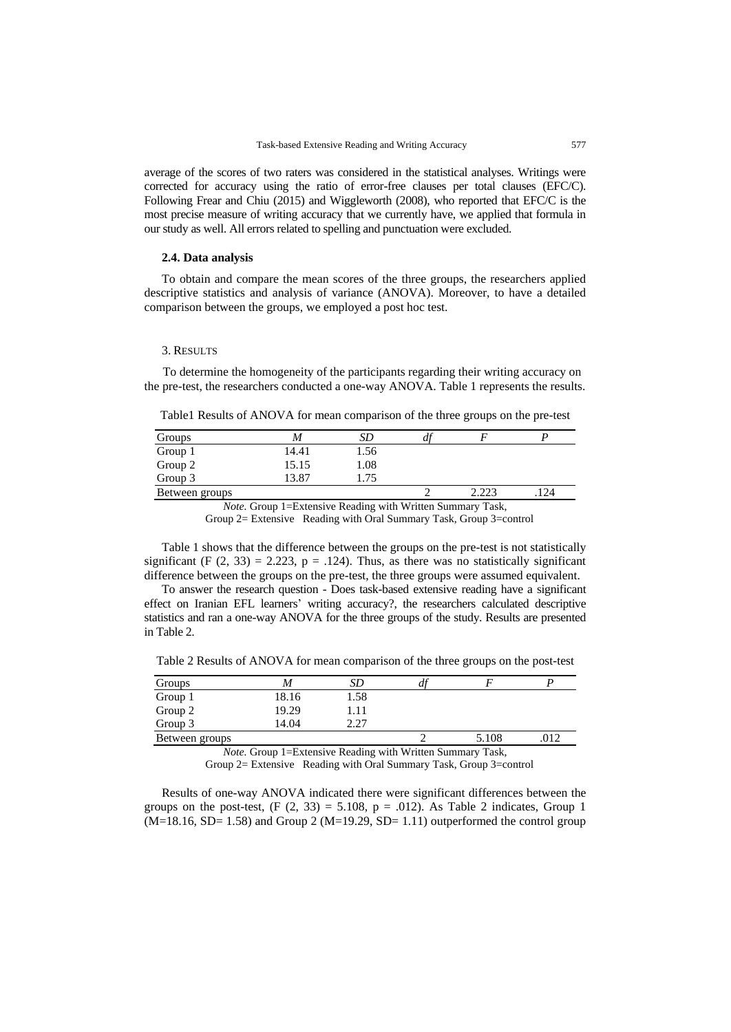average of the scores of two raters was considered in the statistical analyses. Writings were corrected for accuracy using the ratio of error-free clauses per total clauses (EFC/C). Following Frear and Chiu (2015) and Wiggleworth (2008), who reported that EFC/C is the most precise measure of writing accuracy that we currently have, we applied that formula in our study as well. All errors related to spelling and punctuation were excluded.

### 2.4. Data analysis

To obtain and compare the mean scores of the three groups, the researchers applied descriptive statistics and analysis of variance (ANOVA). Moreover, to have a detailed comparison between the groups, we employed a post hoc test.

## 3. Results

To determine the homogeneity of the participants regarding their writing accuracy on the pre-test, the researchers conducted a one-way ANOVA. Table 1 represents the results.

Table1 Results of ANOVA for mean comparison of the three groups on the pre-test

| Groups | *M* | *SD* | *df* | *F* | *P* |
|---|---|---|---|---|---|
| Group 1 | 14.41 | 1.56 | | | |
| Group 2 | 15.15 | 1.08 | | | |
| Group 3 | 13.87 | 1.75 | | | |
| Between groups | | | 2 | 2.223 | .124 |

*Note.* Group 1=Extensive Reading with Written Summary Task, Group 2= Extensive Reading with Oral Summary Task, Group 3=control

Table 1 shows that the difference between the groups on the pre-test is not statistically significant ($F(2, 33) = 2.223$, $p = .124$). Thus, as there was no statistically significant difference between the groups on the pre-test, the three groups were assumed equivalent.

To answer the research question - Does task-based extensive reading have a significant effect on Iranian EFL learners' writing accuracy?, the researchers calculated descriptive statistics and ran a one-way ANOVA for the three groups of the study. Results are presented in Table 2.

Table 2 Results of ANOVA for mean comparison of the three groups on the post-test

| Groups | *M* | *SD* | *df* | *F* | *P* |
|---|---|---|---|---|---|
| Group 1 | 18.16 | 1.58 | | | |
| Group 2 | 19.29 | 1.11 | | | |
| Group 3 | 14.04 | 2.27 | | | |
| Between groups | | | 2 | 5.108 | .012 |

*Note.* Group 1=Extensive Reading with Written Summary Task, Group 2= Extensive Reading with Oral Summary Task, Group 3=control

Results of one-way ANOVA indicated there were significant differences between the groups on the post-test, ($F(2, 33) = 5.108$, $p = .012$). As Table 2 indicates, Group 1 ($M$=18.16, $SD$= 1.58) and Group 2 ($M$=19.29, $SD$= 1.11) outperformed the control group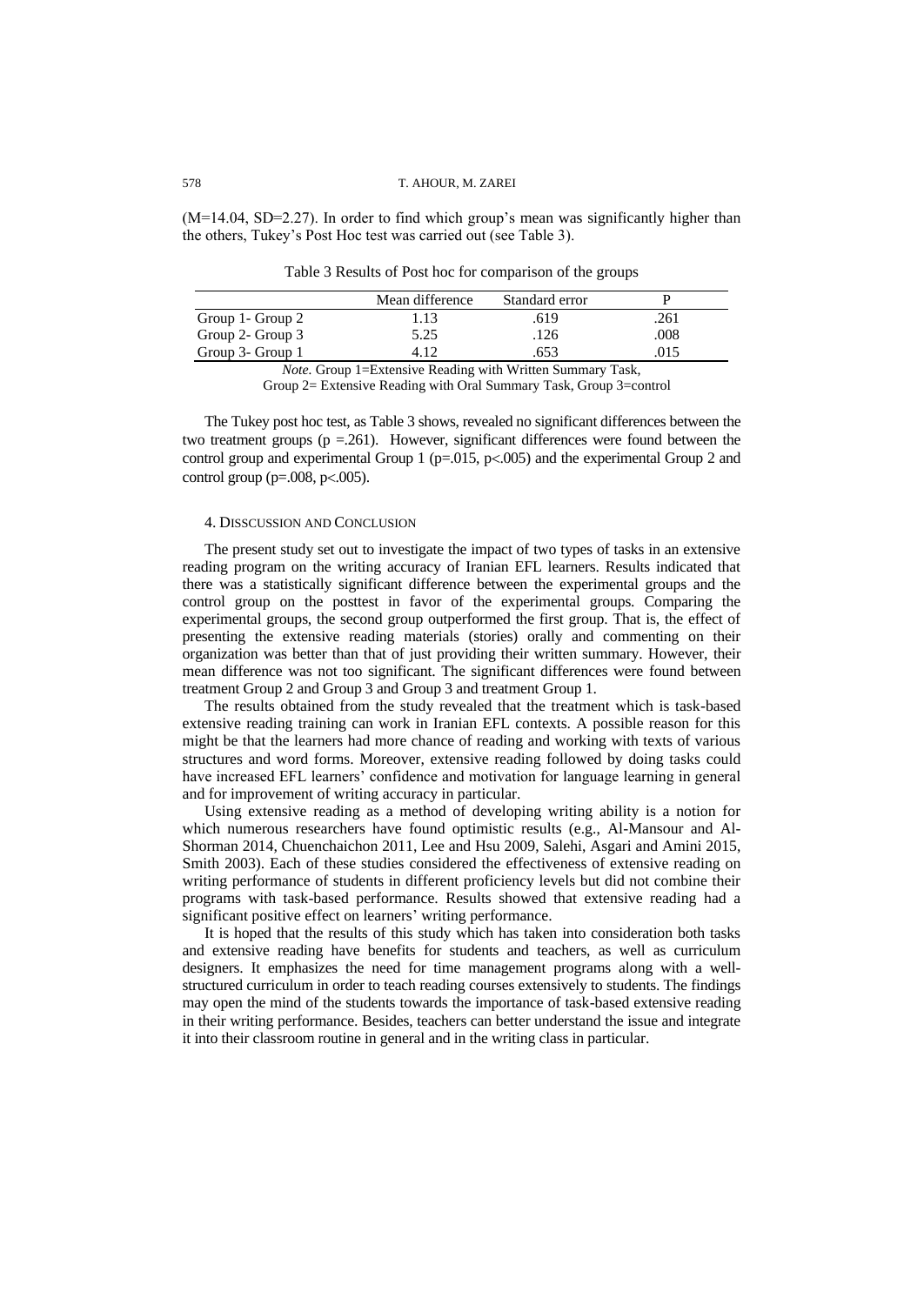(M=14.04, SD=2.27). In order to find which group's mean was significantly higher than the others, Tukey's Post Hoc test was carried out (see Table 3).

Table 3 Results of Post hoc for comparison of the groups

| | Mean difference | Standard error | P |
|---|---|---|---|
| Group 1- Group 2 | 1.13 | .619 | .261 |
| Group 2- Group 3 | 5.25 | .126 | .008 |
| Group 3- Group 1 | 4.12 | .653 | .015 |

*Note.* Group 1=Extensive Reading with Written Summary Task, Group 2= Extensive Reading with Oral Summary Task, Group 3=control

The Tukey post hoc test, as Table 3 shows, revealed no significant differences between the two treatment groups ($p$ =.261). However, significant differences were found between the control group and experimental Group 1 ($p$=.015, $p$<.005) and the experimental Group 2 and control group ($p$=.008, $p$<.005).

## 4. Disscussion and Conclusion

The present study set out to investigate the impact of two types of tasks in an extensive reading program on the writing accuracy of Iranian EFL learners. Results indicated that there was a statistically significant difference between the experimental groups and the control group on the posttest in favor of the experimental groups. Comparing the experimental groups, the second group outperformed the first group. That is, the effect of presenting the extensive reading materials (stories) orally and commenting on their organization was better than that of just providing their written summary. However, their mean difference was not too significant. The significant differences were found between treatment Group 2 and Group 3 and Group 3 and treatment Group 1.

The results obtained from the study revealed that the treatment which is task-based extensive reading training can work in Iranian EFL contexts. A possible reason for this might be that the learners had more chance of reading and working with texts of various structures and word forms. Moreover, extensive reading followed by doing tasks could have increased EFL learners' confidence and motivation for language learning in general and for improvement of writing accuracy in particular.

Using extensive reading as a method of developing writing ability is a notion for which numerous researchers have found optimistic results (e.g., Al-Mansour and Al-Shorman 2014, Chuenchaichon 2011, Lee and Hsu 2009, Salehi, Asgari and Amini 2015, Smith 2003). Each of these studies considered the effectiveness of extensive reading on writing performance of students in different proficiency levels but did not combine their programs with task-based performance. Results showed that extensive reading had a significant positive effect on learners' writing performance.

It is hoped that the results of this study which has taken into consideration both tasks and extensive reading have benefits for students and teachers, as well as curriculum designers. It emphasizes the need for time management programs along with a well-structured curriculum in order to teach reading courses extensively to students. The findings may open the mind of the students towards the importance of task-based extensive reading in their writing performance. Besides, teachers can better understand the issue and integrate it into their classroom routine in general and in the writing class in particular.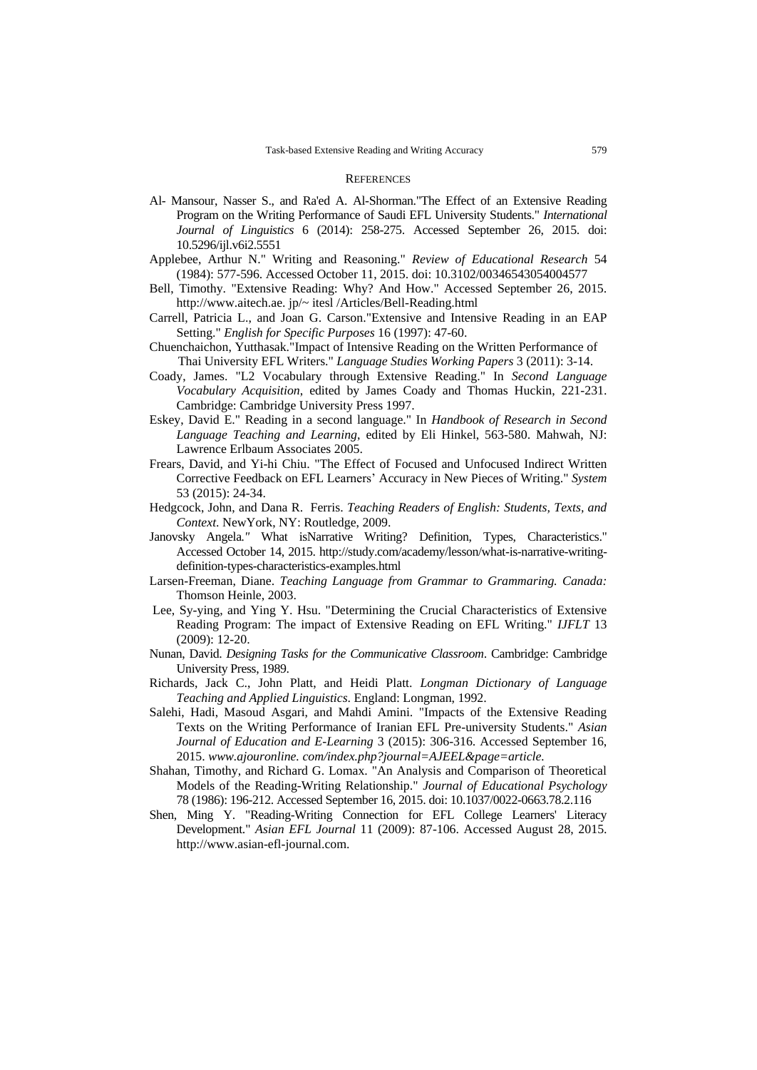## REFERENCES

Al- Mansour, Nasser S., and Ra'ed A. Al-Shorman."The Effect of an Extensive Reading Program on the Writing Performance of Saudi EFL University Students." *International Journal of Linguistics* 6 (2014): 258-275. Accessed September 26, 2015. doi: 10.5296/ijl.v6i2.5551

Applebee, Arthur N." Writing and Reasoning." *Review of Educational Research* 54 (1984): 577-596. Accessed October 11, 2015. doi: 10.3102/00346543054004577

Bell, Timothy. "Extensive Reading: Why? And How." Accessed September 26, 2015. http://www.aitech.ae. jp/~ itesl /Articles/Bell-Reading.html

Carrell, Patricia L., and Joan G. Carson."Extensive and Intensive Reading in an EAP Setting." *English for Specific Purposes* 16 (1997): 47-60.

Chuenchaichon, Yutthasak."Impact of Intensive Reading on the Written Performance of Thai University EFL Writers." *Language Studies Working Papers* 3 (2011): 3-14.

Coady, James. "L2 Vocabulary through Extensive Reading." In *Second Language Vocabulary Acquisition*, edited by James Coady and Thomas Huckin, 221-231. Cambridge: Cambridge University Press 1997.

Eskey, David E." Reading in a second language." In *Handbook of Research in Second Language Teaching and Learning*, edited by Eli Hinkel, 563-580. Mahwah, NJ: Lawrence Erlbaum Associates 2005.

Frears, David, and Yi-hi Chiu. "The Effect of Focused and Unfocused Indirect Written Corrective Feedback on EFL Learners' Accuracy in New Pieces of Writing." *System* 53 (2015): 24-34.

Hedgcock, John, and Dana R. Ferris. *Teaching Readers of English: Students, Texts, and Context*. NewYork, NY: Routledge, 2009.

Janovsky Angela." What isNarrative Writing? Definition, Types, Characteristics." Accessed October 14, 2015. http://study.com/academy/lesson/what-is-narrative-writing-definition-types-characteristics-examples.html

Larsen-Freeman, Diane. *Teaching Language from Grammar to Grammaring. Canada:* Thomson Heinle, 2003.

Lee, Sy-ying, and Ying Y. Hsu. "Determining the Crucial Characteristics of Extensive Reading Program: The impact of Extensive Reading on EFL Writing." *IJFLT* 13 (2009): 12-20.

Nunan, David. *Designing Tasks for the Communicative Classroom*. Cambridge: Cambridge University Press, 1989.

Richards, Jack C., John Platt, and Heidi Platt. *Longman Dictionary of Language Teaching and Applied Linguistics*. England: Longman, 1992.

Salehi, Hadi, Masoud Asgari, and Mahdi Amini. "Impacts of the Extensive Reading Texts on the Writing Performance of Iranian EFL Pre-university Students." *Asian Journal of Education and E-Learning* 3 (2015): 306-316. Accessed September 16, 2015. *www.ajouronline. com/index.php?journal=AJEEL&page=article.*

Shahan, Timothy, and Richard G. Lomax. "An Analysis and Comparison of Theoretical Models of the Reading-Writing Relationship." *Journal of Educational Psychology* 78 (1986): 196-212. Accessed September 16, 2015. doi: 10.1037/0022-0663.78.2.116

Shen, Ming Y. "Reading-Writing Connection for EFL College Learners' Literacy Development." *Asian EFL Journal* 11 (2009): 87-106. Accessed August 28, 2015. http://www.asian-efl-journal.com.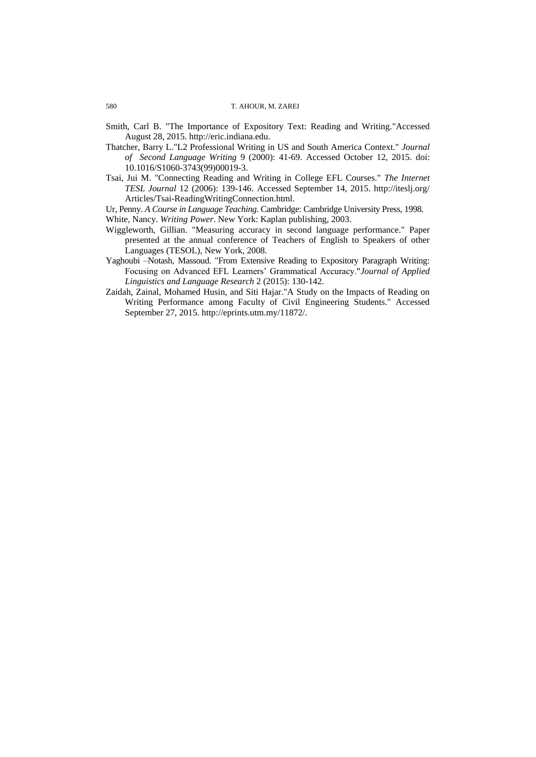Smith, Carl B. "The Importance of Expository Text: Reading and Writing."Accessed August 28, 2015. http://eric.indiana.edu.

Thatcher, Barry L."L2 Professional Writing in US and South America Context." *Journal of Second Language Writing* 9 (2000): 41-69. Accessed October 12, 2015. doi: 10.1016/S1060-3743(99)00019-3.

Tsai, Jui M. "Connecting Reading and Writing in College EFL Courses." *The Internet TESL Journal* 12 (2006): 139-146. Accessed September 14, 2015. http://iteslj.org/ Articles/Tsai-ReadingWritingConnection.html.

Ur, Penny. *A Course in Language Teaching.* Cambridge: Cambridge University Press, 1998.

White, Nancy. *Writing Power*. New York: Kaplan publishing, 2003.

Wiggleworth, Gillian. "Measuring accuracy in second language performance." Paper presented at the annual conference of Teachers of English to Speakers of other Languages (TESOL), New York, 2008.

Yaghoubi –Notash, Massoud. "From Extensive Reading to Expository Paragraph Writing: Focusing on Advanced EFL Learners' Grammatical Accuracy."*Journal of Applied Linguistics and Language Research* 2 (2015): 130-142.

Zaidah, Zainal, Mohamed Husin, and Siti Hajar."A Study on the Impacts of Reading on Writing Performance among Faculty of Civil Engineering Students." Accessed September 27, 2015. http://eprints.utm.my/11872/.